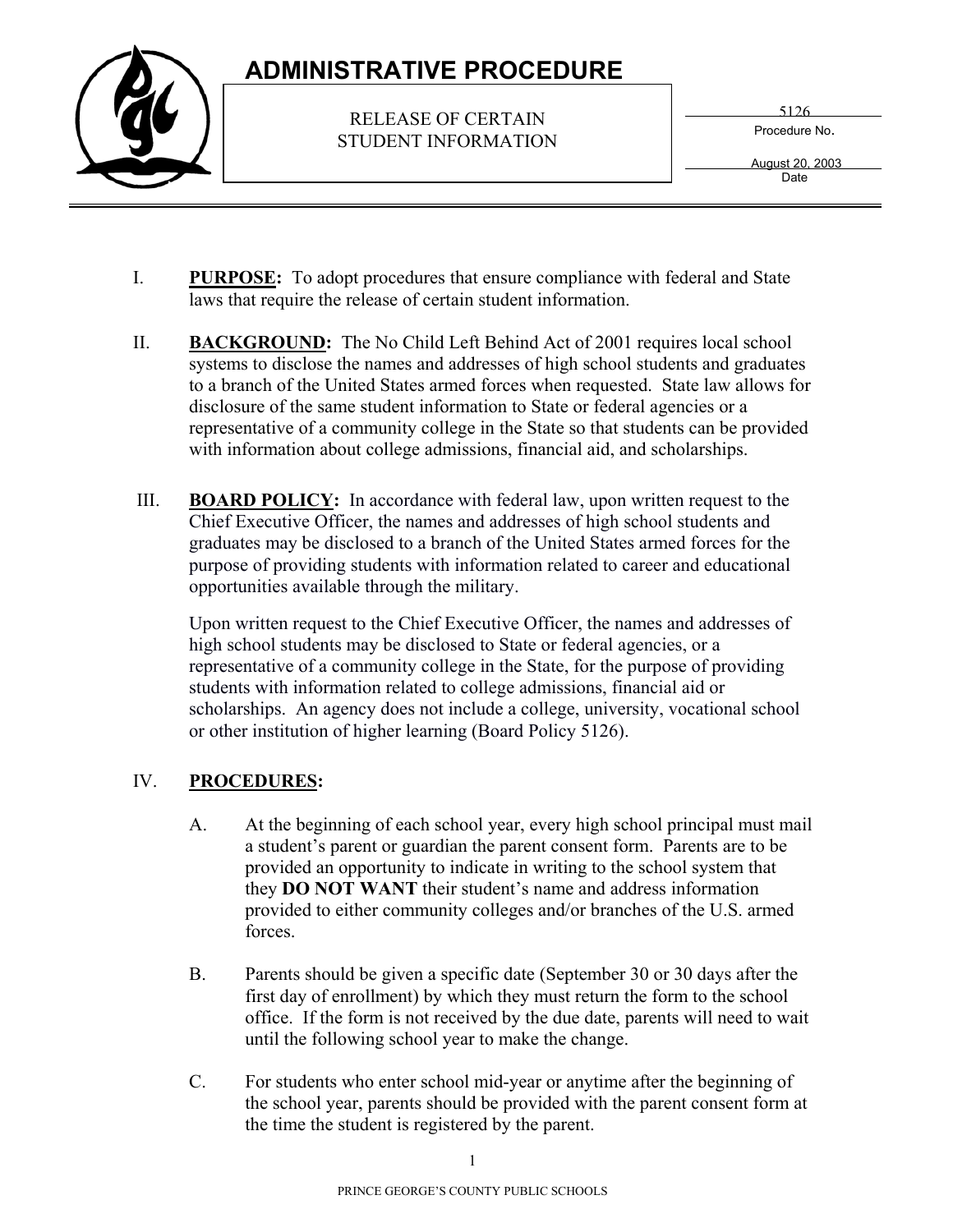# ADMINISTRATIVE PROCEDURE

RELEASE OF CERTAIN STUDENT INFORMATION

5126
Procedure No.

August 20, 2003
Date

I. **PURPOSE:** To adopt procedures that ensure compliance with federal and State laws that require the release of certain student information.

II. **BACKGROUND:** The No Child Left Behind Act of 2001 requires local school systems to disclose the names and addresses of high school students and graduates to a branch of the United States armed forces when requested. State law allows for disclosure of the same student information to State or federal agencies or a representative of a community college in the State so that students can be provided with information about college admissions, financial aid, and scholarships.

III. **BOARD POLICY:** In accordance with federal law, upon written request to the Chief Executive Officer, the names and addresses of high school students and graduates may be disclosed to a branch of the United States armed forces for the purpose of providing students with information related to career and educational opportunities available through the military.

Upon written request to the Chief Executive Officer, the names and addresses of high school students may be disclosed to State or federal agencies, or a representative of a community college in the State, for the purpose of providing students with information related to college admissions, financial aid or scholarships. An agency does not include a college, university, vocational school or other institution of higher learning (Board Policy 5126).

IV. **PROCEDURES:**

A. At the beginning of each school year, every high school principal must mail a student's parent or guardian the parent consent form. Parents are to be provided an opportunity to indicate in writing to the school system that they **DO NOT WANT** their student's name and address information provided to either community colleges and/or branches of the U.S. armed forces.

B. Parents should be given a specific date (September 30 or 30 days after the first day of enrollment) by which they must return the form to the school office. If the form is not received by the due date, parents will need to wait until the following school year to make the change.

C. For students who enter school mid-year or anytime after the beginning of the school year, parents should be provided with the parent consent form at the time the student is registered by the parent.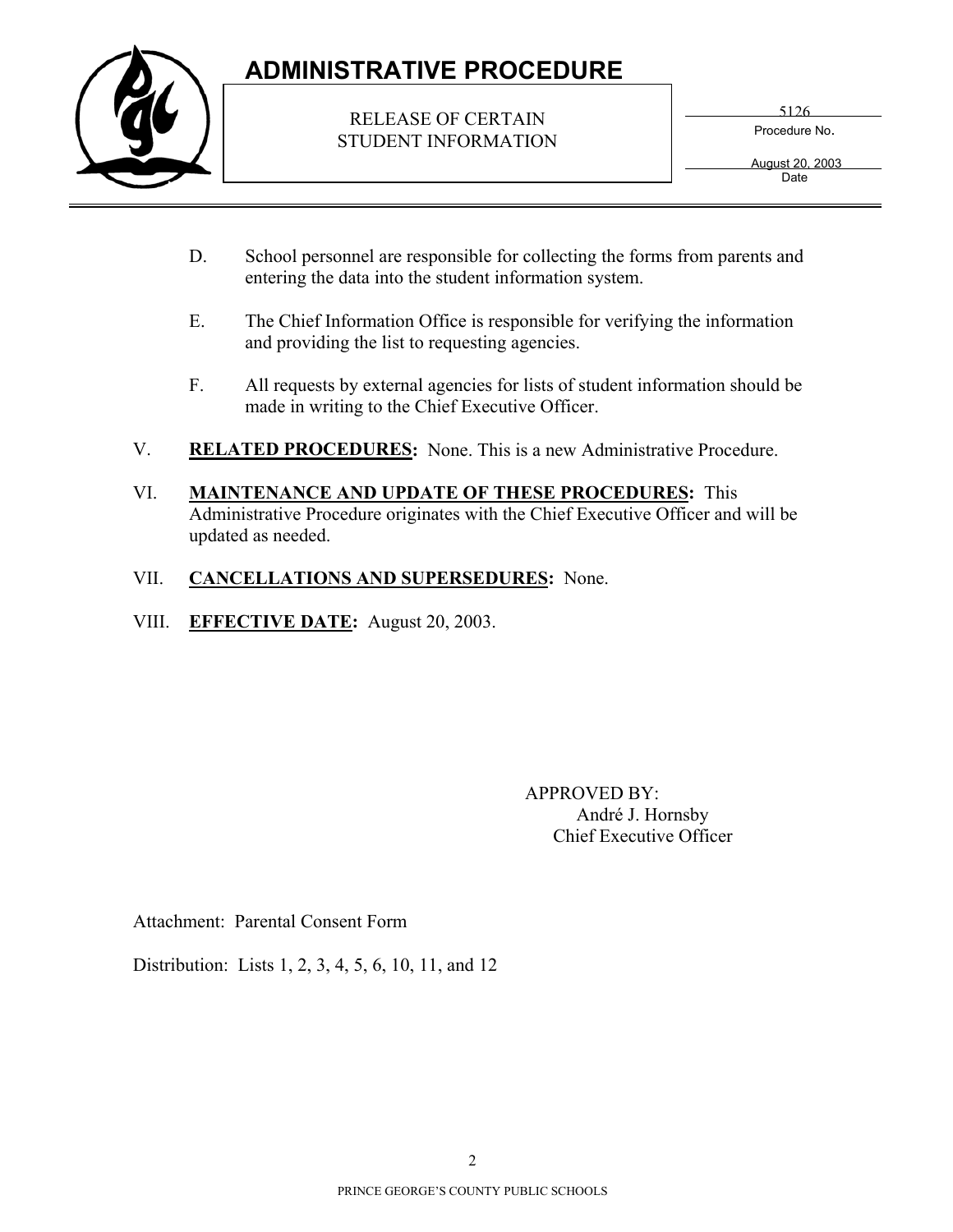D. School personnel are responsible for collecting the forms from parents and entering the data into the student information system.

E. The Chief Information Office is responsible for verifying the information and providing the list to requesting agencies.

F. All requests by external agencies for lists of student information should be made in writing to the Chief Executive Officer.

V. **RELATED PROCEDURES:** None. This is a new Administrative Procedure.

VI. **MAINTENANCE AND UPDATE OF THESE PROCEDURES:** This Administrative Procedure originates with the Chief Executive Officer and will be updated as needed.

VII. **CANCELLATIONS AND SUPERSEDURES:** None.

VIII. **EFFECTIVE DATE:** August 20, 2003.

APPROVED BY:
André J. Hornsby
Chief Executive Officer

Attachment: Parental Consent Form

Distribution: Lists 1, 2, 3, 4, 5, 6, 10, 11, and 12